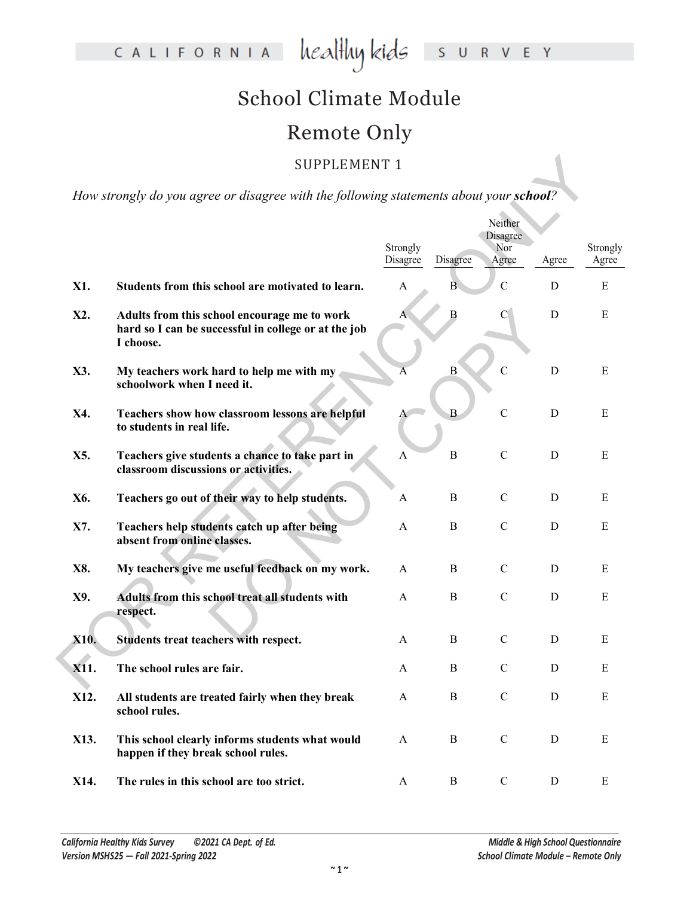# School Climate Module

# Remote Only

## SUPPLEMENT 1

*How strongly do you agree or disagree with the following statements about your **school**?*

| | | Strongly Disagree | Disagree | Neither Disagree Nor Agree | Agree | Strongly Agree |
|---|---|---|---|---|---|---|
| **X1.** | **Students from this school are motivated to learn.** | A | B | C | D | E |
| **X2.** | **Adults from this school encourage me to work hard so I can be successful in college or at the job I choose.** | A | B | C | D | E |
| **X3.** | **My teachers work hard to help me with my schoolwork when I need it.** | A | B | C | D | E |
| **X4.** | **Teachers show how classroom lessons are helpful to students in real life.** | A | B | C | D | E |
| **X5.** | **Teachers give students a chance to take part in classroom discussions or activities.** | A | B | C | D | E |
| **X6.** | **Teachers go out of their way to help students.** | A | B | C | D | E |
| **X7.** | **Teachers help students catch up after being absent from online classes.** | A | B | C | D | E |
| **X8.** | **My teachers give me useful feedback on my work.** | A | B | C | D | E |
| **X9.** | **Adults from this school treat all students with respect.** | A | B | C | D | E |
| **X10.** | **Students treat teachers with respect.** | A | B | C | D | E |
| **X11.** | **The school rules are fair.** | A | B | C | D | E |
| **X12.** | **All students are treated fairly when they break school rules.** | A | B | C | D | E |
| **X13.** | **This school clearly informs students what would happen if they break school rules.** | A | B | C | D | E |
| **X14.** | **The rules in this school are too strict.** | A | B | C | D | E |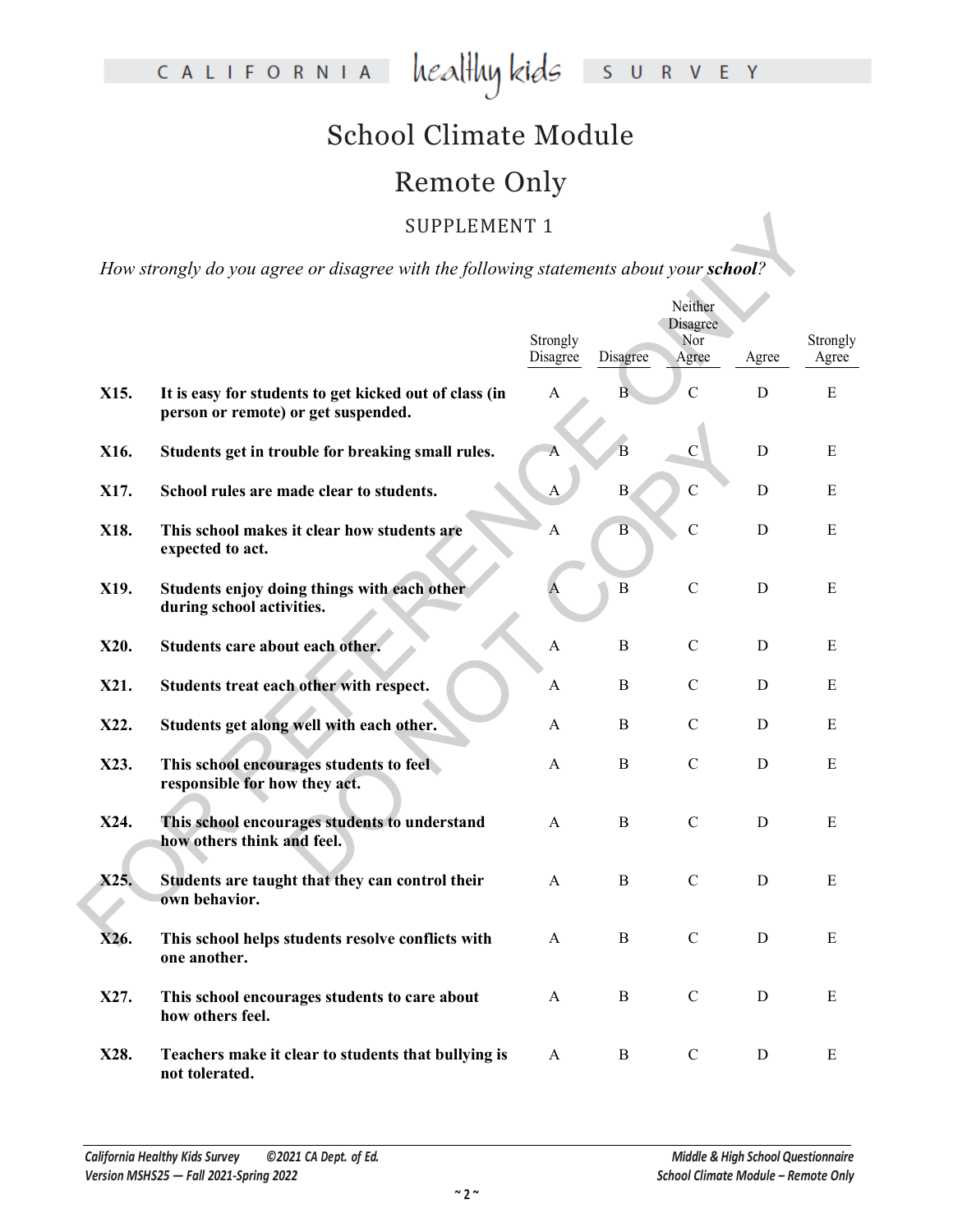# School Climate Module

# Remote Only

## SUPPLEMENT 1

*How strongly do you agree or disagree with the following statements about your **school**?*

| | | Strongly Disagree | Disagree | Neither Disagree Nor Agree | Agree | Strongly Agree |
|---|---|---|---|---|---|---|
| **X15.** | **It is easy for students to get kicked out of class (in person or remote) or get suspended.** | A | B | C | D | E |
| **X16.** | **Students get in trouble for breaking small rules.** | A | B | C | D | E |
| **X17.** | **School rules are made clear to students.** | A | B | C | D | E |
| **X18.** | **This school makes it clear how students are expected to act.** | A | B | C | D | E |
| **X19.** | **Students enjoy doing things with each other during school activities.** | A | B | C | D | E |
| **X20.** | **Students care about each other.** | A | B | C | D | E |
| **X21.** | **Students treat each other with respect.** | A | B | C | D | E |
| **X22.** | **Students get along well with each other.** | A | B | C | D | E |
| **X23.** | **This school encourages students to feel responsible for how they act.** | A | B | C | D | E |
| **X24.** | **This school encourages students to understand how others think and feel.** | A | B | C | D | E |
| **X25.** | **Students are taught that they can control their own behavior.** | A | B | C | D | E |
| **X26.** | **This school helps students resolve conflicts with one another.** | A | B | C | D | E |
| **X27.** | **This school encourages students to care about how others feel.** | A | B | C | D | E |
| **X28.** | **Teachers make it clear to students that bullying is not tolerated.** | A | B | C | D | E |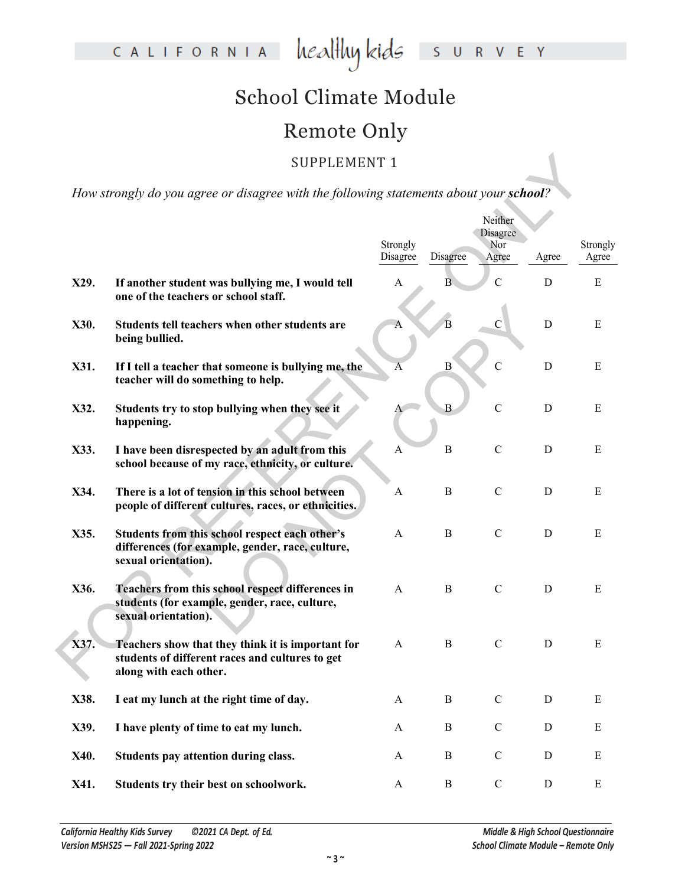# School Climate Module

# Remote Only

## SUPPLEMENT 1

*How strongly do you agree or disagree with the following statements about your **school**?*

| | | Strongly Disagree | Disagree | Neither Disagree Nor Agree | Agree | Strongly Agree |
|---|---|---|---|---|---|---|
| **X29.** | **If another student was bullying me, I would tell one of the teachers or school staff.** | A | B | C | D | E |
| **X30.** | **Students tell teachers when other students are being bullied.** | A | B | C | D | E |
| **X31.** | **If I tell a teacher that someone is bullying me, the teacher will do something to help.** | A | B | C | D | E |
| **X32.** | **Students try to stop bullying when they see it happening.** | A | B | C | D | E |
| **X33.** | **I have been disrespected by an adult from this school because of my race, ethnicity, or culture.** | A | B | C | D | E |
| **X34.** | **There is a lot of tension in this school between people of different cultures, races, or ethnicities.** | A | B | C | D | E |
| **X35.** | **Students from this school respect each other's differences (for example, gender, race, culture, sexual orientation).** | A | B | C | D | E |
| **X36.** | **Teachers from this school respect differences in students (for example, gender, race, culture, sexual orientation).** | A | B | C | D | E |
| **X37.** | **Teachers show that they think it is important for students of different races and cultures to get along with each other.** | A | B | C | D | E |
| **X38.** | **I eat my lunch at the right time of day.** | A | B | C | D | E |
| **X39.** | **I have plenty of time to eat my lunch.** | A | B | C | D | E |
| **X40.** | **Students pay attention during class.** | A | B | C | D | E |
| **X41.** | **Students try their best on schoolwork.** | A | B | C | D | E |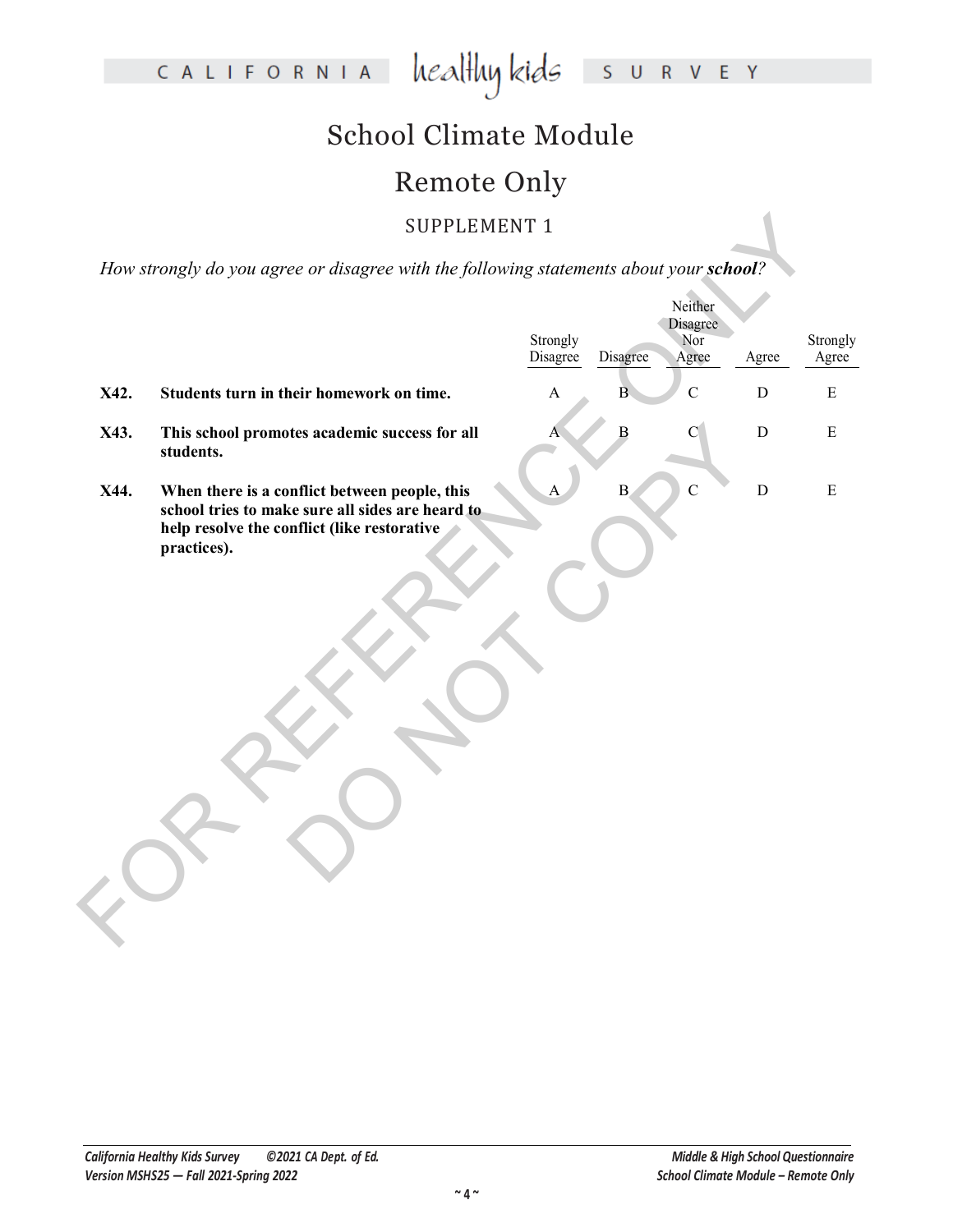# School Climate Module

# Remote Only

## SUPPLEMENT 1

*How strongly do you agree or disagree with the following statements about your* ***school****?*

| | | Strongly Disagree | Disagree | Neither Disagree Nor Agree | Agree | Strongly Agree |
|---|---|---|---|---|---|---|
| **X42.** | **Students turn in their homework on time.** | A | B | C | D | E |
| **X43.** | **This school promotes academic success for all students.** | A | B | C | D | E |
| **X44.** | **When there is a conflict between people, this school tries to make sure all sides are heard to help resolve the conflict (like restorative practices).** | A | B | C | D | E |